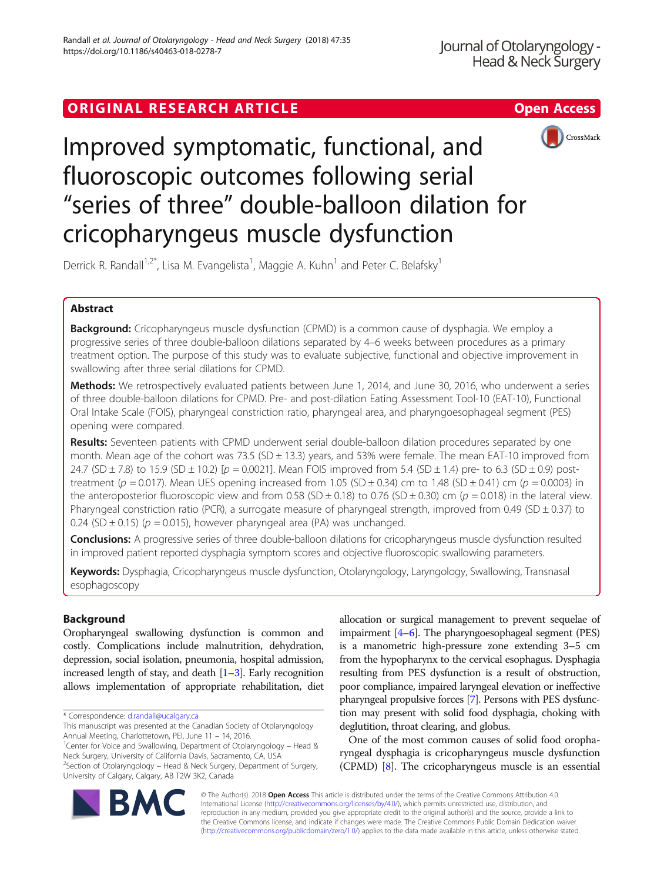ORIGINAL RESEARCH ARTICLE

Open Access

# Improved symptomatic, functional, and fluoroscopic outcomes following serial "series of three" double-balloon dilation for cricopharyngeus muscle dysfunction

Derrick R. Randall[1,2*], Lisa M. Evangelista[1], Maggie A. Kuhn[1] and Peter C. Belafsky[1]

## Abstract

**Background:** Cricopharyngeus muscle dysfunction (CPMD) is a common cause of dysphagia. We employ a progressive series of three double-balloon dilations separated by 4–6 weeks between procedures as a primary treatment option. The purpose of this study was to evaluate subjective, functional and objective improvement in swallowing after three serial dilations for CPMD.

**Methods:** We retrospectively evaluated patients between June 1, 2014, and June 30, 2016, who underwent a series of three double-balloon dilations for CPMD. Pre- and post-dilation Eating Assessment Tool-10 (EAT-10), Functional Oral Intake Scale (FOIS), pharyngeal constriction ratio, pharyngeal area, and pharyngoesophageal segment (PES) opening were compared.

**Results:** Seventeen patients with CPMD underwent serial double-balloon dilation procedures separated by one month. Mean age of the cohort was 73.5 (SD ± 13.3) years, and 53% were female. The mean EAT-10 improved from 24.7 (SD ± 7.8) to 15.9 (SD ± 10.2) [$p = 0.0021$]. Mean FOIS improved from 5.4 (SD ± 1.4) pre- to 6.3 (SD ± 0.9) post-treatment ($p = 0.017$). Mean UES opening increased from 1.05 (SD ± 0.34) cm to 1.48 (SD ± 0.41) cm ($p = 0.0003$) in the anteroposterior fluoroscopic view and from 0.58 (SD ± 0.18) to 0.76 (SD ± 0.30) cm ($p = 0.018$) in the lateral view. Pharyngeal constriction ratio (PCR), a surrogate measure of pharyngeal strength, improved from 0.49 (SD ± 0.37) to 0.24 (SD ± 0.15) ($p = 0.015$), however pharyngeal area (PA) was unchanged.

**Conclusions:** A progressive series of three double-balloon dilations for cricopharyngeus muscle dysfunction resulted in improved patient reported dysphagia symptom scores and objective fluoroscopic swallowing parameters.

**Keywords:** Dysphagia, Cricopharyngeus muscle dysfunction, Otolaryngology, Laryngology, Swallowing, Transnasal esophagoscopy

## Background

Oropharyngeal swallowing dysfunction is common and costly. Complications include malnutrition, dehydration, depression, social isolation, pneumonia, hospital admission, increased length of stay, and death [1–3]. Early recognition allows implementation of appropriate rehabilitation, diet allocation or surgical management to prevent sequelae of impairment [4–6]. The pharyngoesophageal segment (PES) is a manometric high-pressure zone extending 3–5 cm from the hypopharynx to the cervical esophagus. Dysphagia resulting from PES dysfunction is a result of obstruction, poor compliance, impaired laryngeal elevation or ineffective pharyngeal propulsive forces [7]. Persons with PES dysfunction may present with solid food dysphagia, choking with deglutition, throat clearing, and globus.

One of the most common causes of solid food oropharyngeal dysphagia is cricopharyngeus muscle dysfunction (CPMD) [8]. The cricopharyngeus muscle is an essential

\* Correspondence: d.randall@ucalgary.ca

This manuscript was presented at the Canadian Society of Otolaryngology Annual Meeting, Charlottetown, PEI, June 11 – 14, 2016.

[1]Center for Voice and Swallowing, Department of Otolaryngology – Head & Neck Surgery, University of California Davis, Sacramento, CA, USA

[2]Section of Otolaryngology – Head & Neck Surgery, Department of Surgery, University of Calgary, Calgary, AB T2W 3K2, Canada

© The Author(s). 2018 **Open Access** This article is distributed under the terms of the Creative Commons Attribution 4.0 International License (http://creativecommons.org/licenses/by/4.0/), which permits unrestricted use, distribution, and reproduction in any medium, provided you give appropriate credit to the original author(s) and the source, provide a link to the Creative Commons license, and indicate if changes were made. The Creative Commons Public Domain Dedication waiver (http://creativecommons.org/publicdomain/zero/1.0/) applies to the data made available in this article, unless otherwise stated.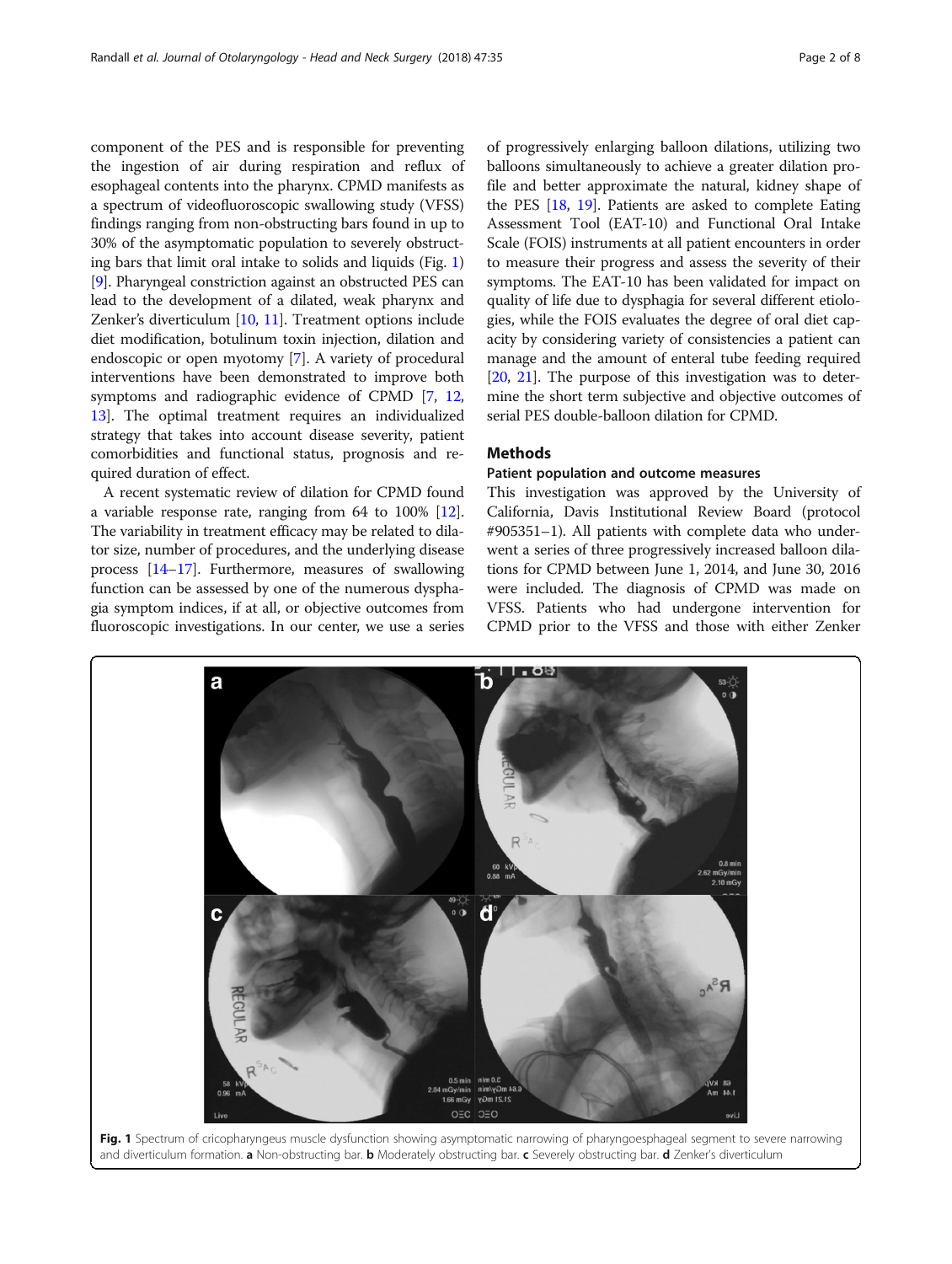component of the PES and is responsible for preventing the ingestion of air during respiration and reflux of esophageal contents into the pharynx. CPMD manifests as a spectrum of videofluoroscopic swallowing study (VFSS) findings ranging from non-obstructing bars found in up to 30% of the asymptomatic population to severely obstructing bars that limit oral intake to solids and liquids (Fig. 1) [9]. Pharyngeal constriction against an obstructed PES can lead to the development of a dilated, weak pharynx and Zenker's diverticulum [10, 11]. Treatment options include diet modification, botulinum toxin injection, dilation and endoscopic or open myotomy [7]. A variety of procedural interventions have been demonstrated to improve both symptoms and radiographic evidence of CPMD [7, 12, 13]. The optimal treatment requires an individualized strategy that takes into account disease severity, patient comorbidities and functional status, prognosis and required duration of effect.

A recent systematic review of dilation for CPMD found a variable response rate, ranging from 64 to 100% [12]. The variability in treatment efficacy may be related to dilator size, number of procedures, and the underlying disease process [14–17]. Furthermore, measures of swallowing function can be assessed by one of the numerous dysphagia symptom indices, if at all, or objective outcomes from fluoroscopic investigations. In our center, we use a series of progressively enlarging balloon dilations, utilizing two balloons simultaneously to achieve a greater dilation profile and better approximate the natural, kidney shape of the PES [18, 19]. Patients are asked to complete Eating Assessment Tool (EAT-10) and Functional Oral Intake Scale (FOIS) instruments at all patient encounters in order to measure their progress and assess the severity of their symptoms. The EAT-10 has been validated for impact on quality of life due to dysphagia for several different etiologies, while the FOIS evaluates the degree of oral diet capacity by considering variety of consistencies a patient can manage and the amount of enteral tube feeding required [20, 21]. The purpose of this investigation was to determine the short term subjective and objective outcomes of serial PES double-balloon dilation for CPMD.

## Methods

### Patient population and outcome measures

This investigation was approved by the University of California, Davis Institutional Review Board (protocol #905351–1). All patients with complete data who underwent a series of three progressively increased balloon dilations for CPMD between June 1, 2014, and June 30, 2016 were included. The diagnosis of CPMD was made on VFSS. Patients who had undergone intervention for CPMD prior to the VFSS and those with either Zenker

**Fig. 1** Spectrum of cricopharyngeus muscle dysfunction showing asymptomatic narrowing of pharyngoesphageal segment to severe narrowing and diverticulum formation. **a** Non-obstructing bar. **b** Moderately obstructing bar. **c** Severely obstructing bar. **d** Zenker's diverticulum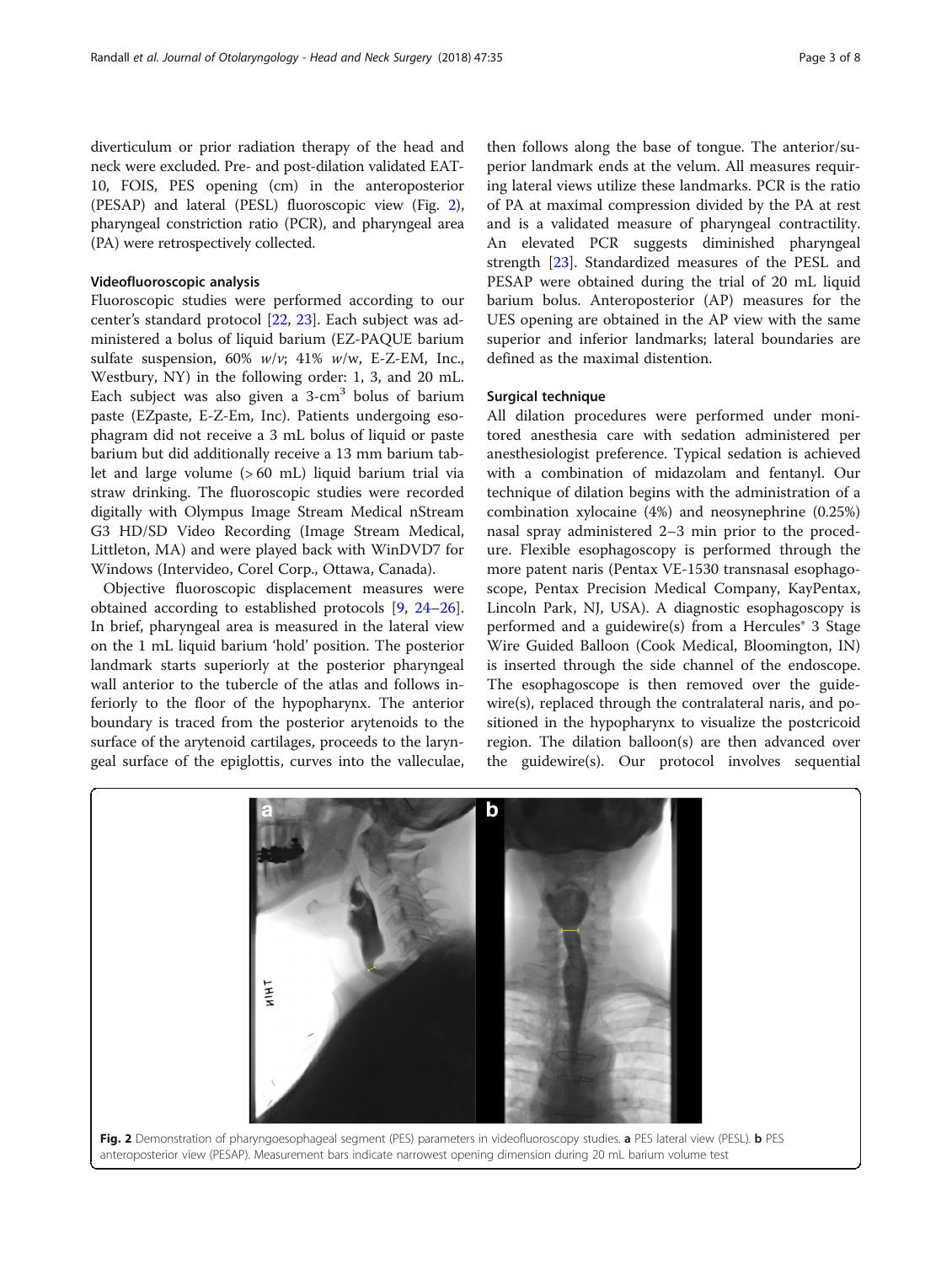diverticulum or prior radiation therapy of the head and neck were excluded. Pre- and post-dilation validated EAT-10, FOIS, PES opening (cm) in the anteroposterior (PESAP) and lateral (PESL) fluoroscopic view (Fig. 2), pharyngeal constriction ratio (PCR), and pharyngeal area (PA) were retrospectively collected.

### Videofluoroscopic analysis

Fluoroscopic studies were performed according to our center's standard protocol [22, 23]. Each subject was administered a bolus of liquid barium (EZ-PAQUE barium sulfate suspension, 60% *w*/*v*; 41% *w*/w, E-Z-EM, Inc., Westbury, NY) in the following order: 1, 3, and 20 mL. Each subject was also given a 3-cm$^3$ bolus of barium paste (EZpaste, E-Z-Em, Inc). Patients undergoing esophagram did not receive a 3 mL bolus of liquid or paste barium but did additionally receive a 13 mm barium tablet and large volume (> 60 mL) liquid barium trial via straw drinking. The fluoroscopic studies were recorded digitally with Olympus Image Stream Medical nStream G3 HD/SD Video Recording (Image Stream Medical, Littleton, MA) and were played back with WinDVD7 for Windows (Intervideo, Corel Corp., Ottawa, Canada).

Objective fluoroscopic displacement measures were obtained according to established protocols [9, 24–26]. In brief, pharyngeal area is measured in the lateral view on the 1 mL liquid barium 'hold' position. The posterior landmark starts superiorly at the posterior pharyngeal wall anterior to the tubercle of the atlas and follows inferiorly to the floor of the hypopharynx. The anterior boundary is traced from the posterior arytenoids to the surface of the arytenoid cartilages, proceeds to the laryngeal surface of the epiglottis, curves into the valleculae, then follows along the base of tongue. The anterior/superior landmark ends at the velum. All measures requiring lateral views utilize these landmarks. PCR is the ratio of PA at maximal compression divided by the PA at rest and is a validated measure of pharyngeal contractility. An elevated PCR suggests diminished pharyngeal strength [23]. Standardized measures of the PESL and PESAP were obtained during the trial of 20 mL liquid barium bolus. Anteroposterior (AP) measures for the UES opening are obtained in the AP view with the same superior and inferior landmarks; lateral boundaries are defined as the maximal distention.

### Surgical technique

All dilation procedures were performed under monitored anesthesia care with sedation administered per anesthesiologist preference. Typical sedation is achieved with a combination of midazolam and fentanyl. Our technique of dilation begins with the administration of a combination xylocaine (4%) and neosynephrine (0.25%) nasal spray administered 2–3 min prior to the procedure. Flexible esophagoscopy is performed through the more patent naris (Pentax VE-1530 transnasal esophagoscope, Pentax Precision Medical Company, KayPentax, Lincoln Park, NJ, USA). A diagnostic esophagoscopy is performed and a guidewire(s) from a Hercules® 3 Stage Wire Guided Balloon (Cook Medical, Bloomington, IN) is inserted through the side channel of the endoscope. The esophagoscope is then removed over the guidewire(s), replaced through the contralateral naris, and positioned in the hypopharynx to visualize the postcricoid region. The dilation balloon(s) are then advanced over the guidewire(s). Our protocol involves sequential

**Fig. 2** Demonstration of pharyngoesophageal segment (PES) parameters in videofluoroscopy studies. **a** PES lateral view (PESL). **b** PES anteroposterior view (PESAP). Measurement bars indicate narrowest opening dimension during 20 mL barium volume test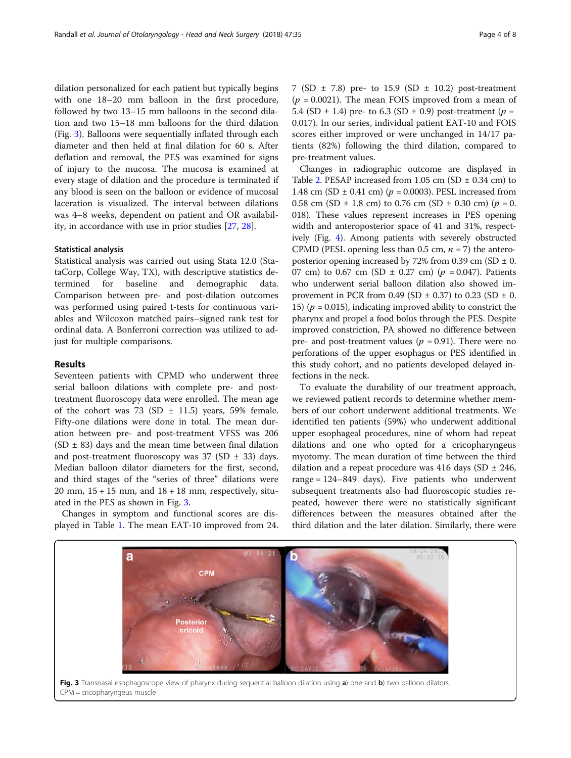dilation personalized for each patient but typically begins with one 18–20 mm balloon in the first procedure, followed by two 13–15 mm balloons in the second dilation and two 15–18 mm balloons for the third dilation (Fig. 3). Balloons were sequentially inflated through each diameter and then held at final dilation for 60 s. After deflation and removal, the PES was examined for signs of injury to the mucosa. The mucosa is examined at every stage of dilation and the procedure is terminated if any blood is seen on the balloon or evidence of mucosal laceration is visualized. The interval between dilations was 4–8 weeks, dependent on patient and OR availability, in accordance with use in prior studies [27, 28].

### Statistical analysis

Statistical analysis was carried out using Stata 12.0 (StataCorp, College Way, TX), with descriptive statistics determined for baseline and demographic data. Comparison between pre- and post-dilation outcomes was performed using paired t-tests for continuous variables and Wilcoxon matched pairs–signed rank test for ordinal data. A Bonferroni correction was utilized to adjust for multiple comparisons.

## Results

Seventeen patients with CPMD who underwent three serial balloon dilations with complete pre- and post-treatment fluoroscopy data were enrolled. The mean age of the cohort was 73 (SD ± 11.5) years, 59% female. Fifty-one dilations were done in total. The mean duration between pre- and post-treatment VFSS was 206 (SD ± 83) days and the mean time between final dilation and post-treatment fluoroscopy was 37 (SD ± 33) days. Median balloon dilator diameters for the first, second, and third stages of the "series of three" dilations were 20 mm, 15 + 15 mm, and 18 + 18 mm, respectively, situated in the PES as shown in Fig. 3.

Changes in symptom and functional scores are displayed in Table 1. The mean EAT-10 improved from 24.7 (SD ± 7.8) pre- to 15.9 (SD ± 10.2) post-treatment ($p$ = 0.0021). The mean FOIS improved from a mean of 5.4 (SD ± 1.4) pre- to 6.3 (SD ± 0.9) post-treatment ($p$ = 0.017). In our series, individual patient EAT-10 and FOIS scores either improved or were unchanged in 14/17 patients (82%) following the third dilation, compared to pre-treatment values.

Changes in radiographic outcome are displayed in Table 2. PESAP increased from 1.05 cm (SD ± 0.34 cm) to 1.48 cm (SD ± 0.41 cm) ($p$ = 0.0003). PESL increased from 0.58 cm (SD ± 1.8 cm) to 0.76 cm (SD ± 0.30 cm) ($p$ = 0.018). These values represent increases in PES opening width and anteroposterior space of 41 and 31%, respectively (Fig. 4). Among patients with severely obstructed CPMD (PESL opening less than 0.5 cm, $n$ = 7) the anteroposterior opening increased by 72% from 0.39 cm (SD ± 0.07 cm) to 0.67 cm (SD ± 0.27 cm) ($p$ = 0.047). Patients who underwent serial balloon dilation also showed improvement in PCR from 0.49 (SD ± 0.37) to 0.23 (SD ± 0.15) ($p$ = 0.015), indicating improved ability to constrict the pharynx and propel a food bolus through the PES. Despite improved constriction, PA showed no difference between pre- and post-treatment values ($p$ = 0.91). There were no perforations of the upper esophagus or PES identified in this study cohort, and no patients developed delayed infections in the neck.

To evaluate the durability of our treatment approach, we reviewed patient records to determine whether members of our cohort underwent additional treatments. We identified ten patients (59%) who underwent additional upper esophageal procedures, nine of whom had repeat dilations and one who opted for a cricopharyngeus myotomy. The mean duration of time between the third dilation and a repeat procedure was 416 days (SD ± 246, range = 124–849 days). Five patients who underwent subsequent treatments also had fluoroscopic studies repeated, however there were no statistically significant differences between the measures obtained after the third dilation and the later dilation. Similarly, there were

**Fig. 3** Transnasal esophagoscope view of pharynx during sequential balloon dilation using **a**) one and **b**) two balloon dilators. CPM = cricopharyngeus muscle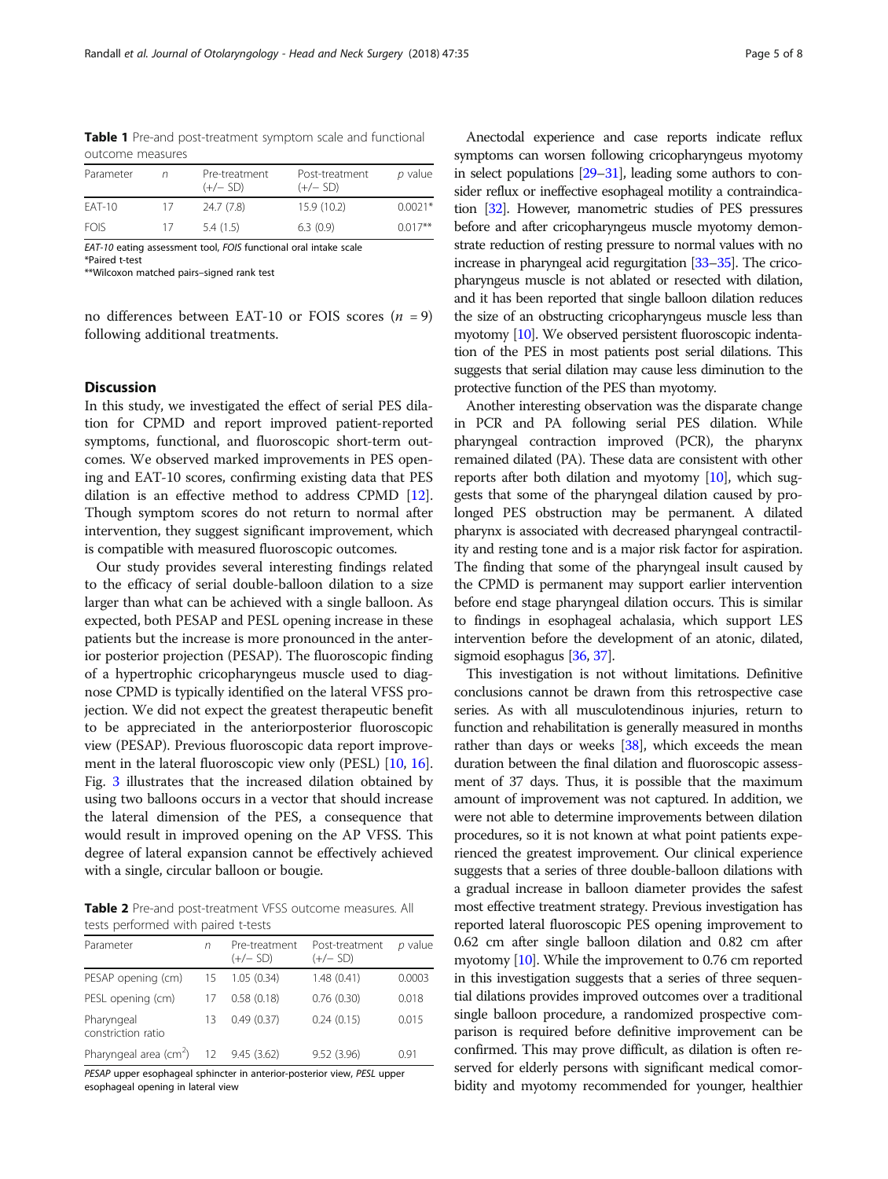**Table 1** Pre-and post-treatment symptom scale and functional outcome measures

| Parameter | n | Pre-treatment (+/− SD) | Post-treatment (+/− SD) | p value |
|---|---|---|---|---|
| EAT-10 | 17 | 24.7 (7.8) | 15.9 (10.2) | 0.0021* |
| FOIS | 17 | 5.4 (1.5) | 6.3 (0.9) | 0.017** |

*EAT-10* eating assessment tool, *FOIS* functional oral intake scale
*Paired t-test
**Wilcoxon matched pairs–signed rank test

no differences between EAT-10 or FOIS scores ($n = 9$) following additional treatments.

## Discussion

In this study, we investigated the effect of serial PES dilation for CPMD and report improved patient-reported symptoms, functional, and fluoroscopic short-term outcomes. We observed marked improvements in PES opening and EAT-10 scores, confirming existing data that PES dilation is an effective method to address CPMD [12]. Though symptom scores do not return to normal after intervention, they suggest significant improvement, which is compatible with measured fluoroscopic outcomes.

Our study provides several interesting findings related to the efficacy of serial double-balloon dilation to a size larger than what can be achieved with a single balloon. As expected, both PESAP and PESL opening increase in these patients but the increase is more pronounced in the anterior posterior projection (PESAP). The fluoroscopic finding of a hypertrophic cricopharyngeus muscle used to diagnose CPMD is typically identified on the lateral VFSS projection. We did not expect the greatest therapeutic benefit to be appreciated in the anteriorposterior fluoroscopic view (PESAP). Previous fluoroscopic data report improvement in the lateral fluoroscopic view only (PESL) [10, 16]. Fig. 3 illustrates that the increased dilation obtained by using two balloons occurs in a vector that should increase the lateral dimension of the PES, a consequence that would result in improved opening on the AP VFSS. This degree of lateral expansion cannot be effectively achieved with a single, circular balloon or bougie.

**Table 2** Pre-and post-treatment VFSS outcome measures. All tests performed with paired t-tests

| Parameter | n | Pre-treatment (+/− SD) | Post-treatment (+/− SD) | p value |
|---|---|---|---|---|
| PESAP opening (cm) | 15 | 1.05 (0.34) | 1.48 (0.41) | 0.0003 |
| PESL opening (cm) | 17 | 0.58 (0.18) | 0.76 (0.30) | 0.018 |
| Pharyngeal constriction ratio | 13 | 0.49 (0.37) | 0.24 (0.15) | 0.015 |
| Pharyngeal area ($cm^2$) | 12 | 9.45 (3.62) | 9.52 (3.96) | 0.91 |

*PESAP* upper esophageal sphincter in anterior-posterior view, *PESL* upper esophageal opening in lateral view

Anectodal experience and case reports indicate reflux symptoms can worsen following cricopharyngeus myotomy in select populations [29–31], leading some authors to consider reflux or ineffective esophageal motility a contraindication [32]. However, manometric studies of PES pressures before and after cricopharyngeus muscle myotomy demonstrate reduction of resting pressure to normal values with no increase in pharyngeal acid regurgitation [33–35]. The cricopharyngeus muscle is not ablated or resected with dilation, and it has been reported that single balloon dilation reduces the size of an obstructing cricopharyngeus muscle less than myotomy [10]. We observed persistent fluoroscopic indentation of the PES in most patients post serial dilations. This suggests that serial dilation may cause less diminution to the protective function of the PES than myotomy.

Another interesting observation was the disparate change in PCR and PA following serial PES dilation. While pharyngeal contraction improved (PCR), the pharynx remained dilated (PA). These data are consistent with other reports after both dilation and myotomy [10], which suggests that some of the pharyngeal dilation caused by prolonged PES obstruction may be permanent. A dilated pharynx is associated with decreased pharyngeal contractility and resting tone and is a major risk factor for aspiration. The finding that some of the pharyngeal insult caused by the CPMD is permanent may support earlier intervention before end stage pharyngeal dilation occurs. This is similar to findings in esophageal achalasia, which support LES intervention before the development of an atonic, dilated, sigmoid esophagus [36, 37].

This investigation is not without limitations. Definitive conclusions cannot be drawn from this retrospective case series. As with all musculotendinous injuries, return to function and rehabilitation is generally measured in months rather than days or weeks [38], which exceeds the mean duration between the final dilation and fluoroscopic assessment of 37 days. Thus, it is possible that the maximum amount of improvement was not captured. In addition, we were not able to determine improvements between dilation procedures, so it is not known at what point patients experienced the greatest improvement. Our clinical experience suggests that a series of three double-balloon dilations with a gradual increase in balloon diameter provides the safest most effective treatment strategy. Previous investigation has reported lateral fluoroscopic PES opening improvement to 0.62 cm after single balloon dilation and 0.82 cm after myotomy [10]. While the improvement to 0.76 cm reported in this investigation suggests that a series of three sequential dilations provides improved outcomes over a traditional single balloon procedure, a randomized prospective comparison is required before definitive improvement can be confirmed. This may prove difficult, as dilation is often reserved for elderly persons with significant medical comorbidity and myotomy recommended for younger, healthier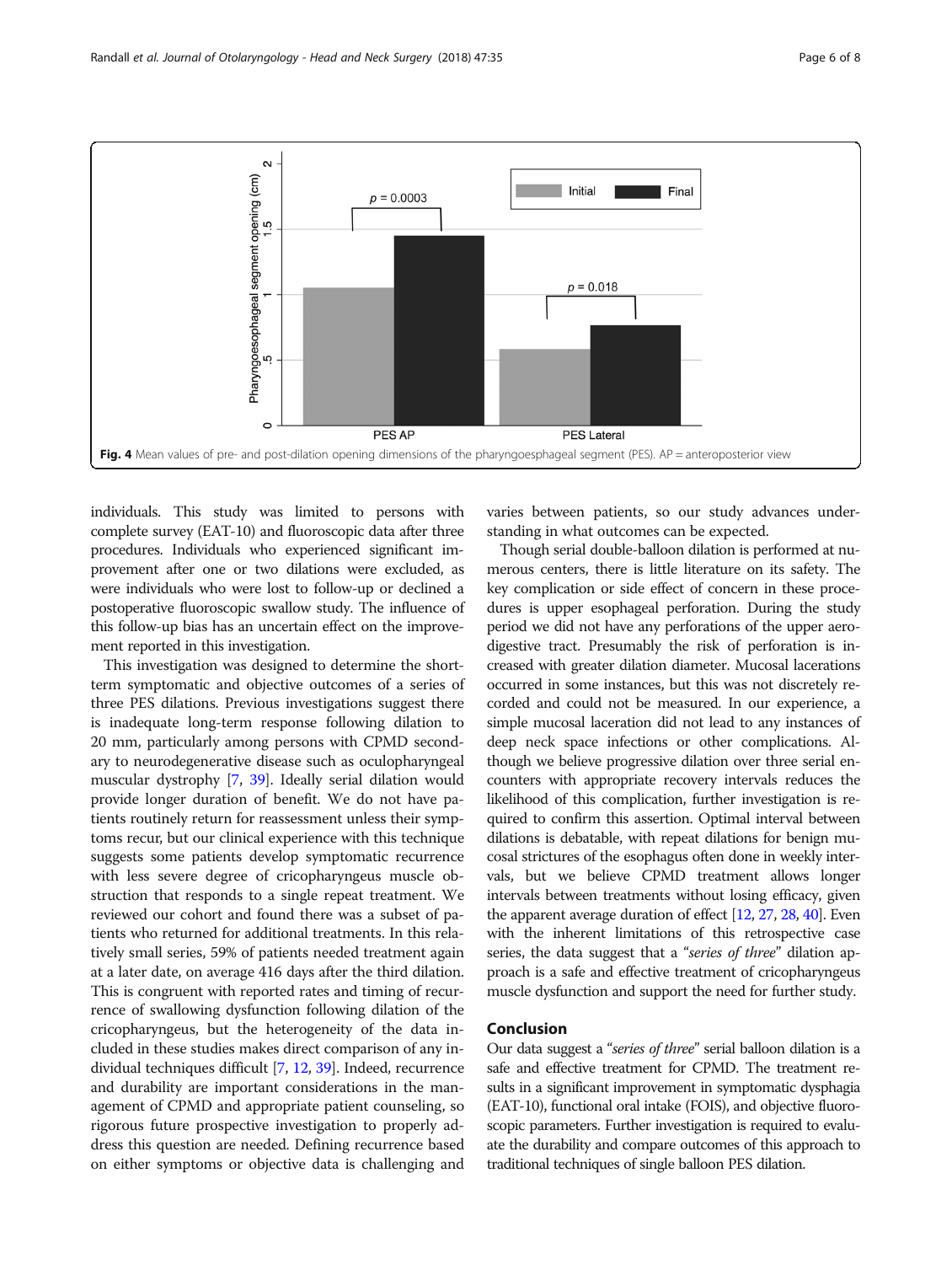Pharyngoesophageal segment opening (cm)

0

.5

1

1.5

2

Initial

Final

p = 0.0003

p = 0.018

PES AP

PES Lateral

**Fig. 4** Mean values of pre- and post-dilation opening dimensions of the pharyngoesphageal segment (PES). AP = anteroposterior view

individuals. This study was limited to persons with complete survey (EAT-10) and fluoroscopic data after three procedures. Individuals who experienced significant improvement after one or two dilations were excluded, as were individuals who were lost to follow-up or declined a postoperative fluoroscopic swallow study. The influence of this follow-up bias has an uncertain effect on the improvement reported in this investigation.

This investigation was designed to determine the short-term symptomatic and objective outcomes of a series of three PES dilations. Previous investigations suggest there is inadequate long-term response following dilation to 20 mm, particularly among persons with CPMD secondary to neurodegenerative disease such as oculopharyngeal muscular dystrophy [7, 39]. Ideally serial dilation would provide longer duration of benefit. We do not have patients routinely return for reassessment unless their symptoms recur, but our clinical experience with this technique suggests some patients develop symptomatic recurrence with less severe degree of cricopharyngeus muscle obstruction that responds to a single repeat treatment. We reviewed our cohort and found there was a subset of patients who returned for additional treatments. In this relatively small series, 59% of patients needed treatment again at a later date, on average 416 days after the third dilation. This is congruent with reported rates and timing of recurrence of swallowing dysfunction following dilation of the cricopharyngeus, but the heterogeneity of the data included in these studies makes direct comparison of any individual techniques difficult [7, 12, 39]. Indeed, recurrence and durability are important considerations in the management of CPMD and appropriate patient counseling, so rigorous future prospective investigation to properly address this question are needed. Defining recurrence based on either symptoms or objective data is challenging and varies between patients, so our study advances understanding in what outcomes can be expected.

Though serial double-balloon dilation is performed at numerous centers, there is little literature on its safety. The key complication or side effect of concern in these procedures is upper esophageal perforation. During the study period we did not have any perforations of the upper aerodigestive tract. Presumably the risk of perforation is increased with greater dilation diameter. Mucosal lacerations occurred in some instances, but this was not discretely recorded and could not be measured. In our experience, a simple mucosal laceration did not lead to any instances of deep neck space infections or other complications. Although we believe progressive dilation over three serial encounters with appropriate recovery intervals reduces the likelihood of this complication, further investigation is required to confirm this assertion. Optimal interval between dilations is debatable, with repeat dilations for benign mucosal strictures of the esophagus often done in weekly intervals, but we believe CPMD treatment allows longer intervals between treatments without losing efficacy, given the apparent average duration of effect [12, 27, 28, 40]. Even with the inherent limitations of this retrospective case series, the data suggest that a "*series of three*" dilation approach is a safe and effective treatment of cricopharyngeus muscle dysfunction and support the need for further study.

## Conclusion

Our data suggest a "*series of three*" serial balloon dilation is a safe and effective treatment for CPMD. The treatment results in a significant improvement in symptomatic dysphagia (EAT-10), functional oral intake (FOIS), and objective fluoroscopic parameters. Further investigation is required to evaluate the durability and compare outcomes of this approach to traditional techniques of single balloon PES dilation.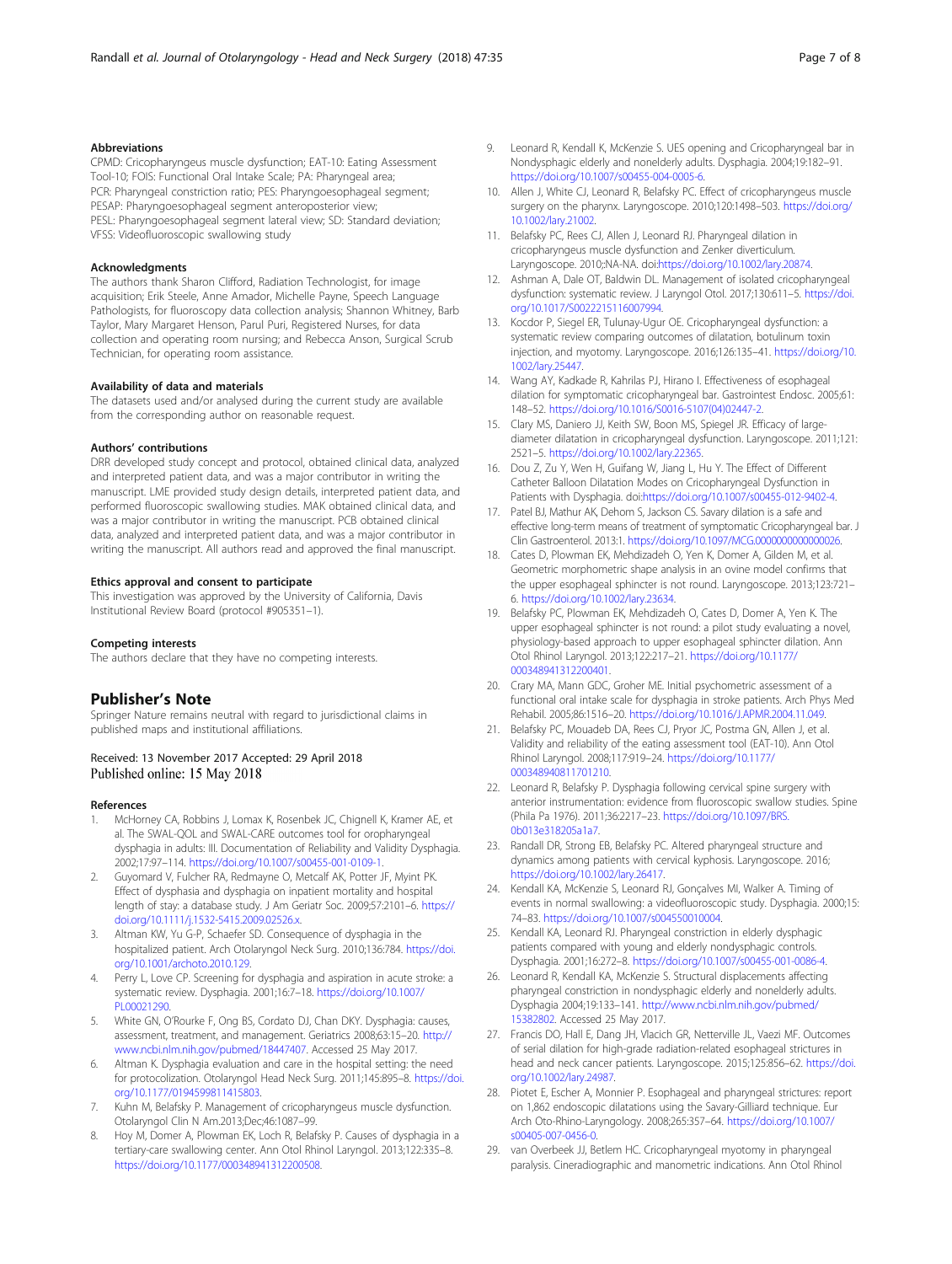### Abbreviations

CPMD: Cricopharyngeus muscle dysfunction; EAT-10: Eating Assessment Tool-10; FOIS: Functional Oral Intake Scale; PA: Pharyngeal area; PCR: Pharyngeal constriction ratio; PES: Pharyngoesophageal segment; PESAP: Pharyngoesophageal segment anteroposterior view; PESL: Pharyngoesophageal segment lateral view; SD: Standard deviation; VFSS: Videofluoroscopic swallowing study

### Acknowledgments

The authors thank Sharon Clifford, Radiation Technologist, for image acquisition; Erik Steele, Anne Amador, Michelle Payne, Speech Language Pathologists, for fluoroscopy data collection analysis; Shannon Whitney, Barb Taylor, Mary Margaret Henson, Parul Puri, Registered Nurses, for data collection and operating room nursing; and Rebecca Anson, Surgical Scrub Technician, for operating room assistance.

### Availability of data and materials

The datasets used and/or analysed during the current study are available from the corresponding author on reasonable request.

### Authors' contributions

DRR developed study concept and protocol, obtained clinical data, analyzed and interpreted patient data, and was a major contributor in writing the manuscript. LME provided study design details, interpreted patient data, and performed fluoroscopic swallowing studies. MAK obtained clinical data, and was a major contributor in writing the manuscript. PCB obtained clinical data, analyzed and interpreted patient data, and was a major contributor in writing the manuscript. All authors read and approved the final manuscript.

### Ethics approval and consent to participate

This investigation was approved by the University of California, Davis Institutional Review Board (protocol #905351–1).

### Competing interests

The authors declare that they have no competing interests.

## Publisher's Note

Springer Nature remains neutral with regard to jurisdictional claims in published maps and institutional affiliations.

Received: 13 November 2017 Accepted: 29 April 2018
Published online: 15 May 2018

### References

1. McHorney CA, Robbins J, Lomax K, Rosenbek JC, Chignell K, Kramer AE, et al. The SWAL-QOL and SWAL-CARE outcomes tool for oropharyngeal dysphagia in adults: III. Documentation of Reliability and Validity Dysphagia. 2002;17:97–114. https://doi.org/10.1007/s00455-001-0109-1.
2. Guyomard V, Fulcher RA, Redmayne O, Metcalf AK, Potter JF, Myint PK. Effect of dysphasia and dysphagia on inpatient mortality and hospital length of stay: a database study. J Am Geriatr Soc. 2009;57:2101–6. https://doi.org/10.1111/j.1532-5415.2009.02526.x.
3. Altman KW, Yu G-P, Schaefer SD. Consequence of dysphagia in the hospitalized patient. Arch Otolaryngol Neck Surg. 2010;136:784. https://doi.org/10.1001/archoto.2010.129.
4. Perry L, Love CP. Screening for dysphagia and aspiration in acute stroke: a systematic review. Dysphagia. 2001;16:7–18. https://doi.org/10.1007/PL00021290.
5. White GN, O'Rourke F, Ong BS, Cordato DJ, Chan DKY. Dysphagia: causes, assessment, treatment, and management. Geriatrics 2008;63:15–20. http://www.ncbi.nlm.nih.gov/pubmed/18447407. Accessed 25 May 2017.
6. Altman K. Dysphagia evaluation and care in the hospital setting: the need for protocolization. Otolaryngol Head Neck Surg. 2011;145:895–8. https://doi.org/10.1177/0194599811415803.
7. Kuhn M, Belafsky P. Management of cricopharyngeus muscle dysfunction. Otolaryngol Clin N Am.2013;Dec;46:1087–99.
8. Hoy M, Domer A, Plowman EK, Loch R, Belafsky P. Causes of dysphagia in a tertiary-care swallowing center. Ann Otol Rhinol Laryngol. 2013;122:335–8. https://doi.org/10.1177/000348941312200508.
9. Leonard R, Kendall K, McKenzie S. UES opening and Cricopharyngeal bar in Nondysphagic elderly and nonelderly adults. Dysphagia. 2004;19:182–91. https://doi.org/10.1007/s00455-004-0005-6.
10. Allen J, White CJ, Leonard R, Belafsky PC. Effect of cricopharyngeus muscle surgery on the pharynx. Laryngoscope. 2010;120:1498–503. https://doi.org/10.1002/lary.21002.
11. Belafsky PC, Rees CJ, Allen J, Leonard RJ. Pharyngeal dilation in cricopharyngeus muscle dysfunction and Zenker diverticulum. Laryngoscope. 2010;:NA-NA. doi:https://doi.org/10.1002/lary.20874.
12. Ashman A, Dale OT, Baldwin DL. Management of isolated cricopharyngeal dysfunction: systematic review. J Laryngol Otol. 2017;130:611–5. https://doi.org/10.1017/S0022215116007994.
13. Kocdor P, Siegel ER, Tulunay-Ugur OE. Cricopharyngeal dysfunction: a systematic review comparing outcomes of dilatation, botulinum toxin injection, and myotomy. Laryngoscope. 2016;126:135–41. https://doi.org/10.1002/lary.25447.
14. Wang AY, Kadkade R, Kahrilas PJ, Hirano I. Effectiveness of esophageal dilation for symptomatic cricopharyngeal bar. Gastrointest Endosc. 2005;61: 148–52. https://doi.org/10.1016/S0016-5107(04)02447-2.
15. Clary MS, Daniero JJ, Keith SW, Boon MS, Spiegel JR. Efficacy of large-diameter dilatation in cricopharyngeal dysfunction. Laryngoscope. 2011;121: 2521–5. https://doi.org/10.1002/lary.22365.
16. Dou Z, Zu Y, Wen H, Guifang W, Jiang L, Hu Y. The Effect of Different Catheter Balloon Dilatation Modes on Cricopharyngeal Dysfunction in Patients with Dysphagia. doi:https://doi.org/10.1007/s00455-012-9402-4.
17. Patel BJ, Mathur AK, Dehom S, Jackson CS. Savary dilation is a safe and effective long-term means of treatment of symptomatic Cricopharyngeal bar. J Clin Gastroenterol. 2013:1. https://doi.org/10.1097/MCG.0000000000000026.
18. Cates D, Plowman EK, Mehdizadeh O, Yen K, Domer A, Gilden M, et al. Geometric morphometric shape analysis in an ovine model confirms that the upper esophageal sphincter is not round. Laryngoscope. 2013;123:721–6. https://doi.org/10.1002/lary.23634.
19. Belafsky PC, Plowman EK, Mehdizadeh O, Cates D, Domer A, Yen K. The upper esophageal sphincter is not round: a pilot study evaluating a novel, physiology-based approach to upper esophageal sphincter dilation. Ann Otol Rhinol Laryngol. 2013;122:217–21. https://doi.org/10.1177/000348941312200401.
20. Crary MA, Mann GDC, Groher ME. Initial psychometric assessment of a functional oral intake scale for dysphagia in stroke patients. Arch Phys Med Rehabil. 2005;86:1516–20. https://doi.org/10.1016/J.APMR.2004.11.049.
21. Belafsky PC, Mouadeb DA, Rees CJ, Pryor JC, Postma GN, Allen J, et al. Validity and reliability of the eating assessment tool (EAT-10). Ann Otol Rhinol Laryngol. 2008;117:919–24. https://doi.org/10.1177/000348940811701210.
22. Leonard R, Belafsky P. Dysphagia following cervical spine surgery with anterior instrumentation: evidence from fluoroscopic swallow studies. Spine (Phila Pa 1976). 2011;36:2217–23. https://doi.org/10.1097/BRS.0b013e318205a1a7.
23. Randall DR, Strong EB, Belafsky PC. Altered pharyngeal structure and dynamics among patients with cervical kyphosis. Laryngoscope. 2016; https://doi.org/10.1002/lary.26417.
24. Kendall KA, McKenzie S, Leonard RJ, Gonçalves MI, Walker A. Timing of events in normal swallowing: a videofluoroscopic study. Dysphagia. 2000;15: 74–83. https://doi.org/10.1007/s004550010004.
25. Kendall KA, Leonard RJ. Pharyngeal constriction in elderly dysphagic patients compared with young and elderly nondysphagic controls. Dysphagia. 2001;16:272–8. https://doi.org/10.1007/s00455-001-0086-4.
26. Leonard R, Kendall KA, McKenzie S. Structural displacements affecting pharyngeal constriction in nondysphagic elderly and nonelderly adults. Dysphagia 2004;19:133–141. http://www.ncbi.nlm.nih.gov/pubmed/15382802. Accessed 25 May 2017.
27. Francis DO, Hall E, Dang JH, Vlacich GR, Netterville JL, Vaezi MF. Outcomes of serial dilation for high-grade radiation-related esophageal strictures in head and neck cancer patients. Laryngoscope. 2015;125:856–62. https://doi.org/10.1002/lary.24987.
28. Piotet E, Escher A, Monnier P. Esophageal and pharyngeal strictures: report on 1,862 endoscopic dilatations using the Savary-Gilliard technique. Eur Arch Oto-Rhino-Laryngology. 2008;265:357–64. https://doi.org/10.1007/s00405-007-0456-0.
29. van Overbeek JJ, Betlem HC. Cricopharyngeal myotomy in pharyngeal paralysis. Cineradiographic and manometric indications. Ann Otol Rhinol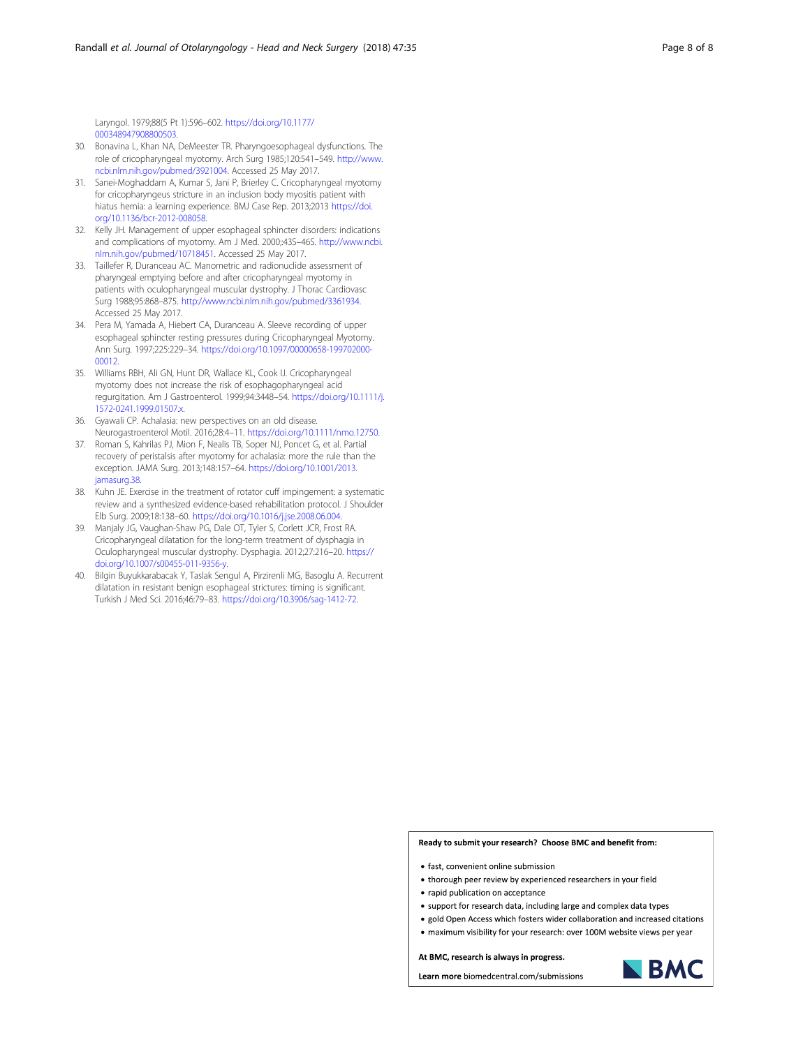Laryngol. 1979;88(5 Pt 1):596–602. https://doi.org/10.1177/000348947908800503.

30. Bonavina L, Khan NA, DeMeester TR. Pharyngoesophageal dysfunctions. The role of cricopharyngeal myotomy. Arch Surg 1985;120:541–549. http://www.ncbi.nlm.nih.gov/pubmed/3921004. Accessed 25 May 2017.
31. Sanei-Moghaddam A, Kumar S, Jani P, Brierley C. Cricopharyngeal myotomy for cricopharyngeus stricture in an inclusion body myositis patient with hiatus hernia: a learning experience. BMJ Case Rep. 2013;2013 https://doi.org/10.1136/bcr-2012-008058.
32. Kelly JH. Management of upper esophageal sphincter disorders: indications and complications of myotomy. Am J Med. 2000;:43S–46S. http://www.ncbi.nlm.nih.gov/pubmed/10718451. Accessed 25 May 2017.
33. Taillefer R, Duranceau AC. Manometric and radionuclide assessment of pharyngeal emptying before and after cricopharyngeal myotomy in patients with oculopharyngeal muscular dystrophy. J Thorac Cardiovasc Surg 1988;95:868–875. http://www.ncbi.nlm.nih.gov/pubmed/3361934. Accessed 25 May 2017.
34. Pera M, Yamada A, Hiebert CA, Duranceau A. Sleeve recording of upper esophageal sphincter resting pressures during Cricopharyngeal Myotomy. Ann Surg. 1997;225:229–34. https://doi.org/10.1097/00000658-199702000-00012.
35. Williams RBH, Ali GN, Hunt DR, Wallace KL, Cook IJ. Cricopharyngeal myotomy does not increase the risk of esophagopharyngeal acid regurgitation. Am J Gastroenterol. 1999;94:3448–54. https://doi.org/10.1111/j.1572-0241.1999.01507.x.
36. Gyawali CP. Achalasia: new perspectives on an old disease. Neurogastroenterol Motil. 2016;28:4–11. https://doi.org/10.1111/nmo.12750.
37. Roman S, Kahrilas PJ, Mion F, Nealis TB, Soper NJ, Poncet G, et al. Partial recovery of peristalsis after myotomy for achalasia: more the rule than the exception. JAMA Surg. 2013;148:157–64. https://doi.org/10.1001/2013.jamasurg.38.
38. Kuhn JE. Exercise in the treatment of rotator cuff impingement: a systematic review and a synthesized evidence-based rehabilitation protocol. J Shoulder Elb Surg. 2009;18:138–60. https://doi.org/10.1016/j.jse.2008.06.004.
39. Manjaly JG, Vaughan-Shaw PG, Dale OT, Tyler S, Corlett JCR, Frost RA. Cricopharyngeal dilatation for the long-term treatment of dysphagia in Oculopharyngeal muscular dystrophy. Dysphagia. 2012;27:216–20. https://doi.org/10.1007/s00455-011-9356-y.
40. Bilgin Buyukkarabacak Y, Taslak Sengul A, Pirzirenli MG, Basoglu A. Recurrent dilatation in resistant benign esophageal strictures: timing is significant. Turkish J Med Sci. 2016;46:79–83. https://doi.org/10.3906/sag-1412-72.

**Ready to submit your research? Choose BMC and benefit from:**

- fast, convenient online submission
- thorough peer review by experienced researchers in your field
- rapid publication on acceptance
- support for research data, including large and complex data types
- gold Open Access which fosters wider collaboration and increased citations
- maximum visibility for your research: over 100M website views per year

**At BMC, research is always in progress.**

**Learn more** biomedcentral.com/submissions

BMC